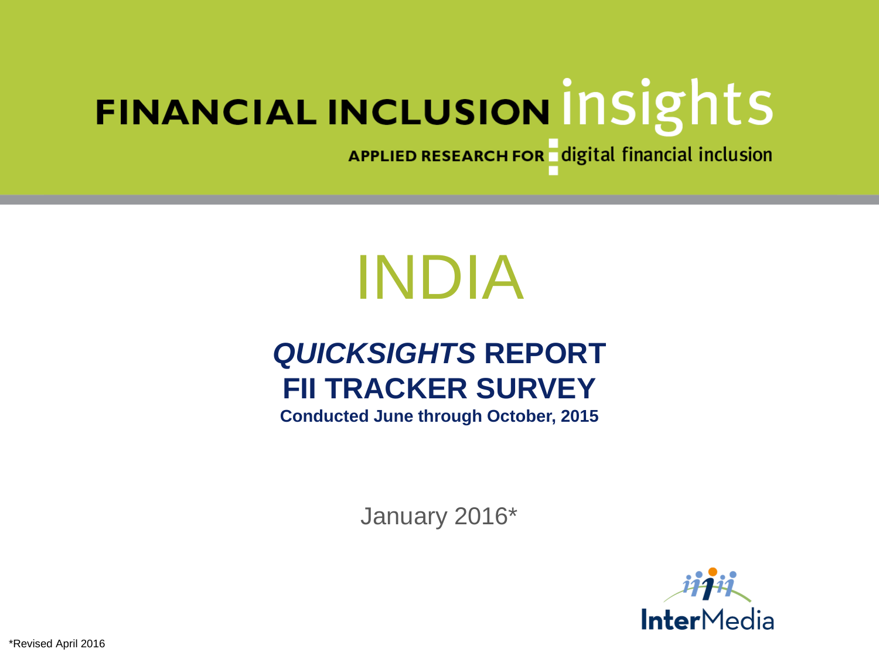FINANCIAL INCLUSION insights

APPLIED RESEARCH FOR digital financial inclusion

# INDIA

## *QUICKSIGHTS* REPORT
## FII TRACKER SURVEY

**Conducted June through October, 2015**

January 2016*

InterMedia

*Revised April 2016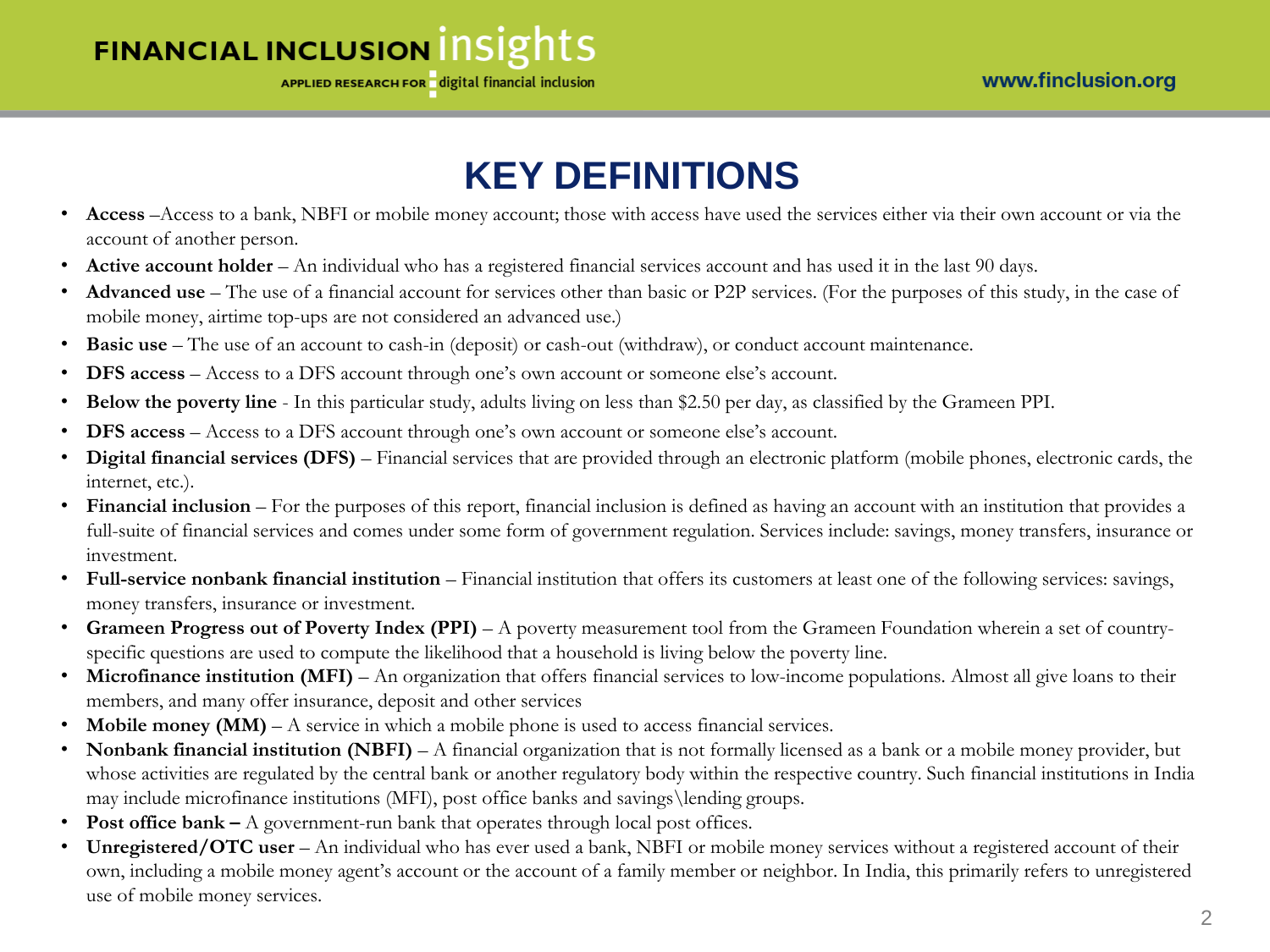# KEY DEFINITIONS

- **Access** –Access to a bank, NBFI or mobile money account; those with access have used the services either via their own account or via the account of another person.
- **Active account holder** – An individual who has a registered financial services account and has used it in the last 90 days.
- **Advanced use** – The use of a financial account for services other than basic or P2P services. (For the purposes of this study, in the case of mobile money, airtime top-ups are not considered an advanced use.)
- **Basic use** – The use of an account to cash-in (deposit) or cash-out (withdraw), or conduct account maintenance.
- **DFS access** – Access to a DFS account through one's own account or someone else's account.
- **Below the poverty line** - In this particular study, adults living on less than $2.50 per day, as classified by the Grameen PPI.
- **DFS access** – Access to a DFS account through one's own account or someone else's account.
- **Digital financial services (DFS)** – Financial services that are provided through an electronic platform (mobile phones, electronic cards, the internet, etc.).
- **Financial inclusion** – For the purposes of this report, financial inclusion is defined as having an account with an institution that provides a full-suite of financial services and comes under some form of government regulation. Services include: savings, money transfers, insurance or investment.
- **Full-service nonbank financial institution** – Financial institution that offers its customers at least one of the following services: savings, money transfers, insurance or investment.
- **Grameen Progress out of Poverty Index (PPI)** – A poverty measurement tool from the Grameen Foundation wherein a set of country-specific questions are used to compute the likelihood that a household is living below the poverty line.
- **Microfinance institution (MFI)** – An organization that offers financial services to low-income populations. Almost all give loans to their members, and many offer insurance, deposit and other services
- **Mobile money (MM)** – A service in which a mobile phone is used to access financial services.
- **Nonbank financial institution (NBFI)** – A financial organization that is not formally licensed as a bank or a mobile money provider, but whose activities are regulated by the central bank or another regulatory body within the respective country. Such financial institutions in India may include microfinance institutions (MFI), post office banks and savings\lending groups.
- **Post office bank –** A government-run bank that operates through local post offices.
- **Unregistered/OTC user** – An individual who has ever used a bank, NBFI or mobile money services without a registered account of their own, including a mobile money agent's account or the account of a family member or neighbor. In India, this primarily refers to unregistered use of mobile money services.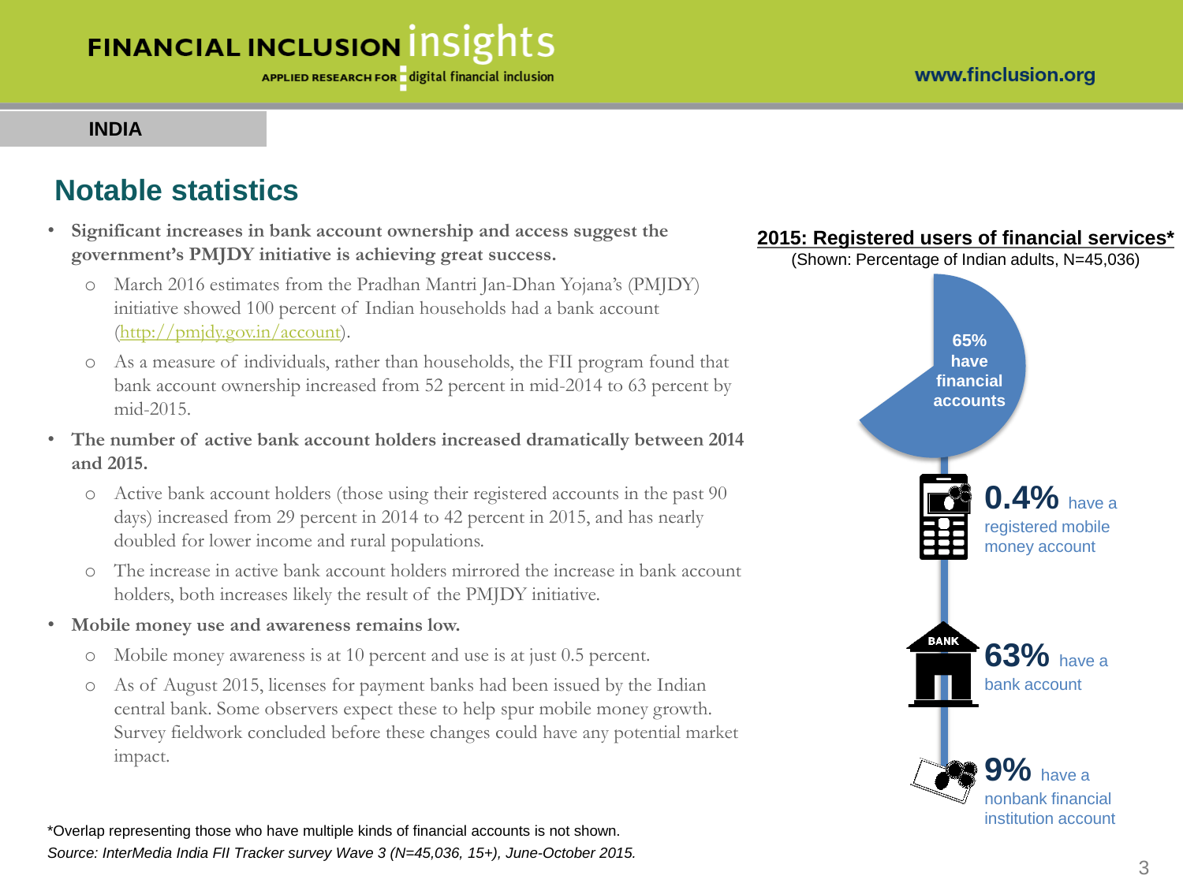INDIA

## Notable statistics

- **Significant increases in bank account ownership and access suggest the government's PMJDY initiative is achieving great success.**
  - March 2016 estimates from the Pradhan Mantri Jan-Dhan Yojana's (PMJDY) initiative showed 100 percent of Indian households had a bank account (http://pmjdy.gov.in/account).
  - As a measure of individuals, rather than households, the FII program found that bank account ownership increased from 52 percent in mid-2014 to 63 percent by mid-2015.
- **The number of active bank account holders increased dramatically between 2014 and 2015.**
  - Active bank account holders (those using their registered accounts in the past 90 days) increased from 29 percent in 2014 to 42 percent in 2015, and has nearly doubled for lower income and rural populations.
  - The increase in active bank account holders mirrored the increase in bank account holders, both increases likely the result of the PMJDY initiative.
- **Mobile money use and awareness remains low.**
  - Mobile money awareness is at 10 percent and use is at just 0.5 percent.
  - As of August 2015, licenses for payment banks had been issued by the Indian central bank. Some observers expect these to help spur mobile money growth. Survey fieldwork concluded before these changes could have any potential market impact.

**2015: Registered users of financial services***

(Shown: Percentage of Indian adults, N=45,036)

- **65%** have financial accounts
- **0.4%** have a registered mobile money account
- **63%** have a bank account
- **9%** have a nonbank financial institution account

*Overlap representing those who have multiple kinds of financial accounts is not shown.

*Source: InterMedia India FII Tracker survey Wave 3 (N=45,036, 15+), June-October 2015.*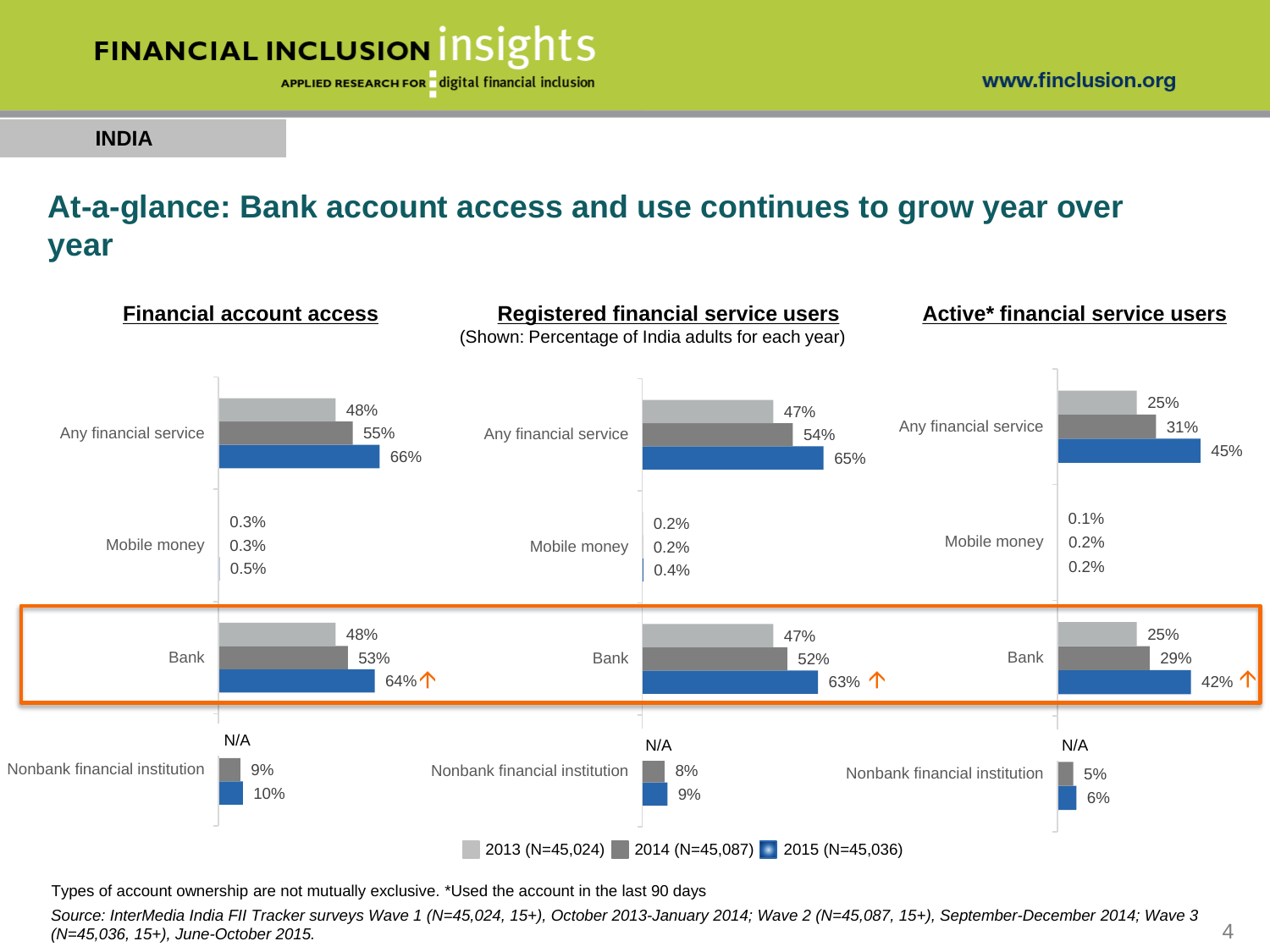INDIA

# At-a-glance: Bank account access and use continues to grow year over year

**Financial account access** | **Registered financial service users** | **Active* financial service users**

(Shown: Percentage of India adults for each year)

| | Financial account access | | | Registered financial service users | | | Active* financial service users | | |
|---|---|---|---|---|---|---|---|---|---|
| | 2013 | 2014 | 2015 | 2013 | 2014 | 2015 | 2013 | 2014 | 2015 |
| Any financial service | 48% | 55% | 66% | 47% | 54% | 65% | 25% | 31% | 45% |
| Mobile money | 0.3% | 0.3% | 0.5% | 0.2% | 0.2% | 0.4% | 0.1% | 0.2% | 0.2% |
| Bank | 48% | 53% | 64% ↑ | 47% | 52% | 63% ↑ | 25% | 29% | 42% ↑ |
| Nonbank financial institution | N/A | 9% | 10% | N/A | 8% | 9% | N/A | 5% | 6% |

2013 (N=45,024) 2014 (N=45,087) 2015 (N=45,036)

Types of account ownership are not mutually exclusive. *Used the account in the last 90 days

*Source: InterMedia India FII Tracker surveys Wave 1 (N=45,024, 15+), October 2013-January 2014; Wave 2 (N=45,087, 15+), September-December 2014; Wave 3 (N=45,036, 15+), June-October 2015.*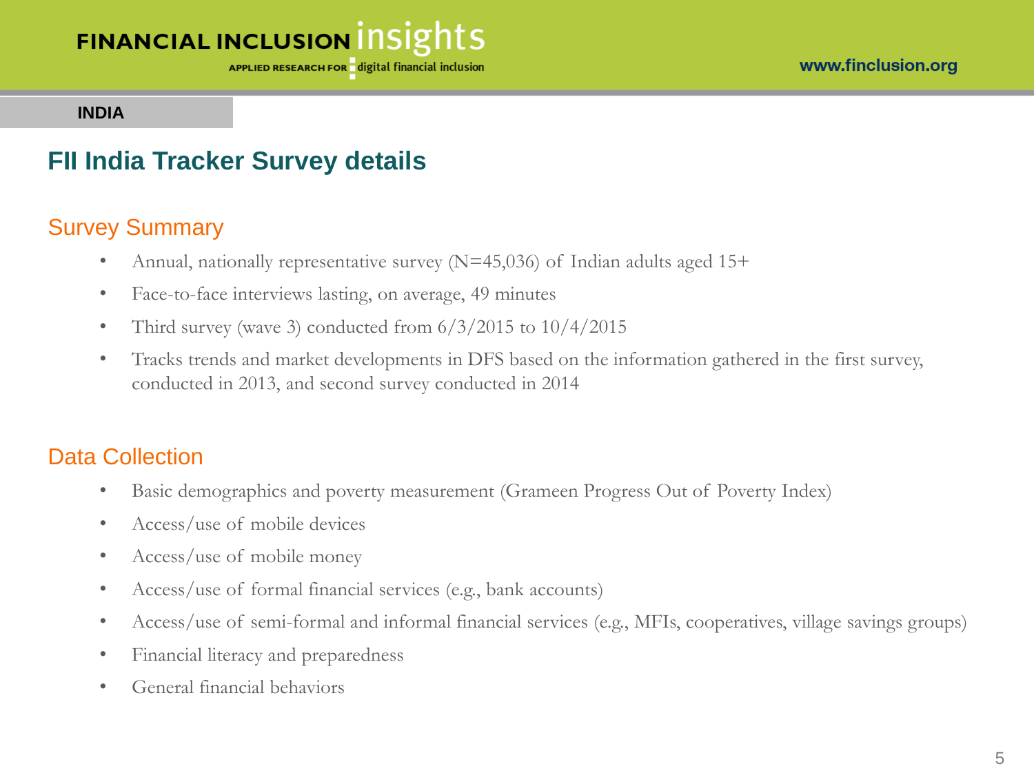INDIA

# FII India Tracker Survey details

## Survey Summary

- Annual, nationally representative survey (N=45,036) of Indian adults aged 15+
- Face-to-face interviews lasting, on average, 49 minutes
- Third survey (wave 3) conducted from 6/3/2015 to 10/4/2015
- Tracks trends and market developments in DFS based on the information gathered in the first survey, conducted in 2013, and second survey conducted in 2014

## Data Collection

- Basic demographics and poverty measurement (Grameen Progress Out of Poverty Index)
- Access/use of mobile devices
- Access/use of mobile money
- Access/use of formal financial services (e.g., bank accounts)
- Access/use of semi-formal and informal financial services (e.g., MFIs, cooperatives, village savings groups)
- Financial literacy and preparedness
- General financial behaviors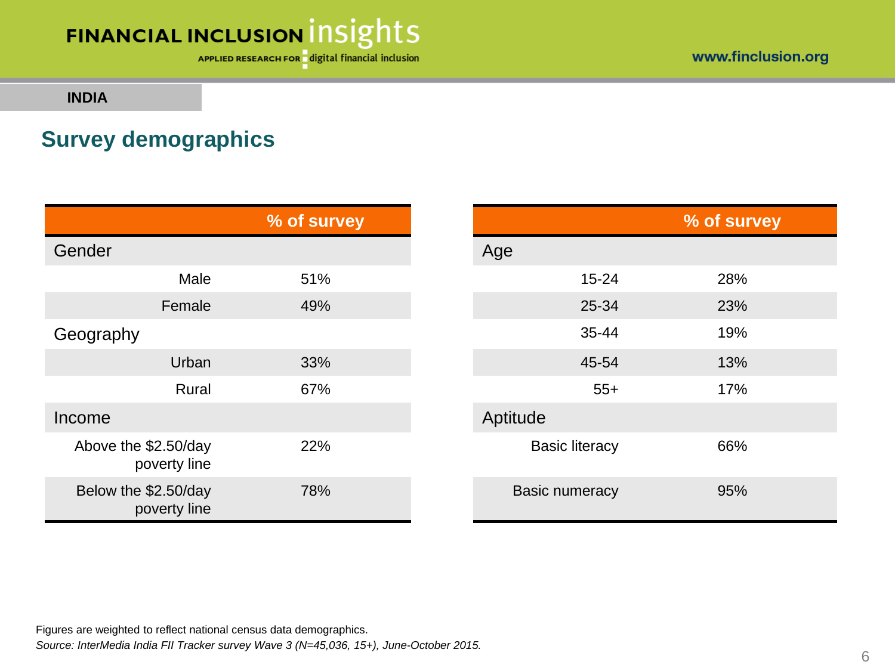INDIA

## Survey demographics

| | % of survey |
|---|---|
| **Gender** | |
| Male | 51% |
| Female | 49% |
| **Geography** | |
| Urban | 33% |
| Rural | 67% |
| **Income** | |
| Above the $2.50/day poverty line | 22% |
| Below the $2.50/day poverty line | 78% |

| | % of survey |
|---|---|
| **Age** | |
| 15-24 | 28% |
| 25-34 | 23% |
| 35-44 | 19% |
| 45-54 | 13% |
| 55+ | 17% |
| **Aptitude** | |
| Basic literacy | 66% |
| Basic numeracy | 95% |

Figures are weighted to reflect national census data demographics.

*Source: InterMedia India FII Tracker survey Wave 3 (N=45,036, 15+), June-October 2015.*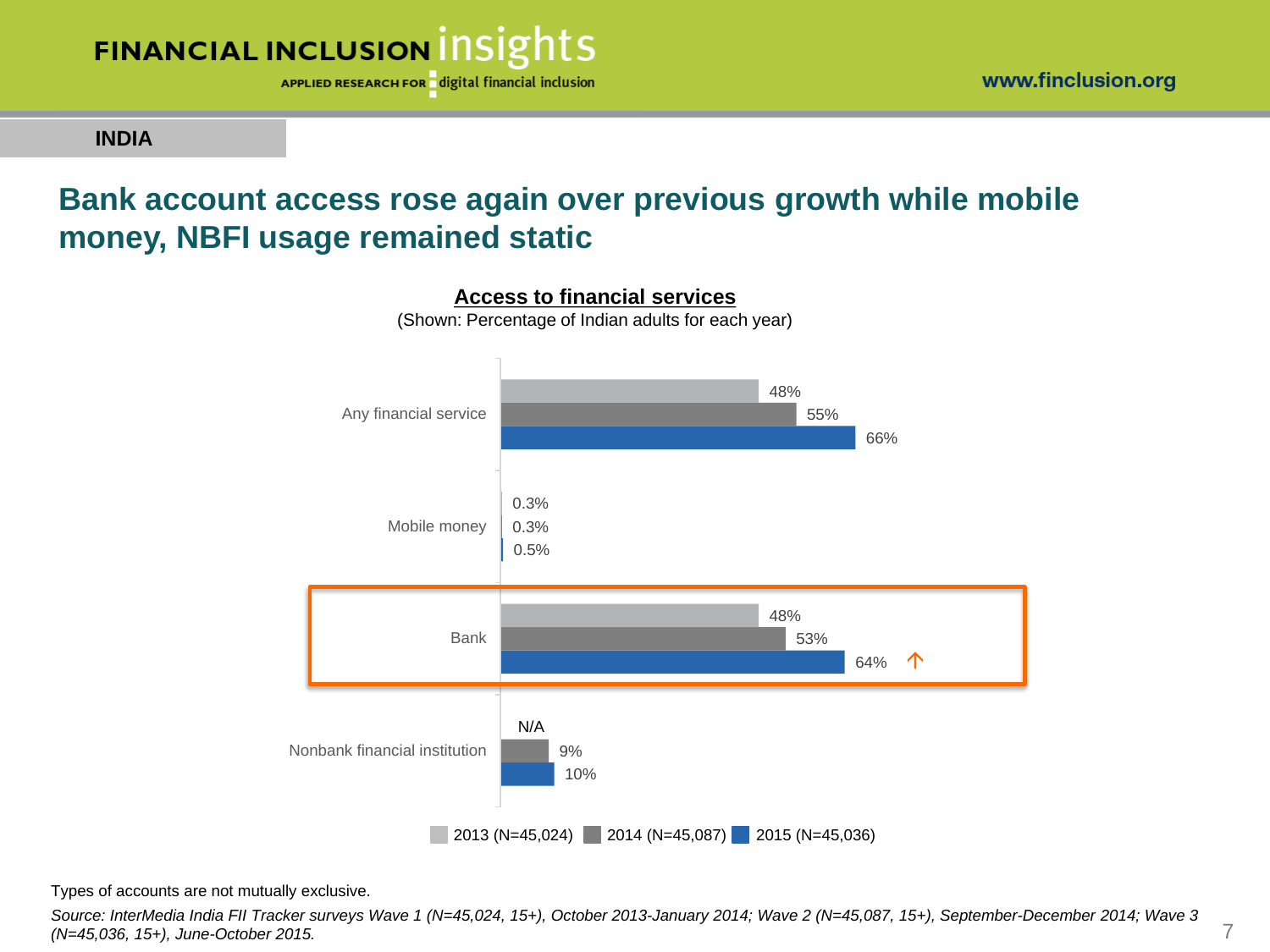INDIA

## Bank account access rose again over previous growth while mobile money, NBFI usage remained static

**Access to financial services**

(Shown: Percentage of Indian adults for each year)

| | 2013 (N=45,024) | 2014 (N=45,087) | 2015 (N=45,036) |
|---|---|---|---|
| Any financial service | 48% | 55% | 66% |
| Mobile money | 0.3% | 0.3% | 0.5% |
| Bank | 48% | 53% | 64% ↑ |
| Nonbank financial institution | N/A | 9% | 10% |

Types of accounts are not mutually exclusive.

*Source: InterMedia India FII Tracker surveys Wave 1 (N=45,024, 15+), October 2013-January 2014; Wave 2 (N=45,087, 15+), September-December 2014; Wave 3 (N=45,036, 15+), June-October 2015.*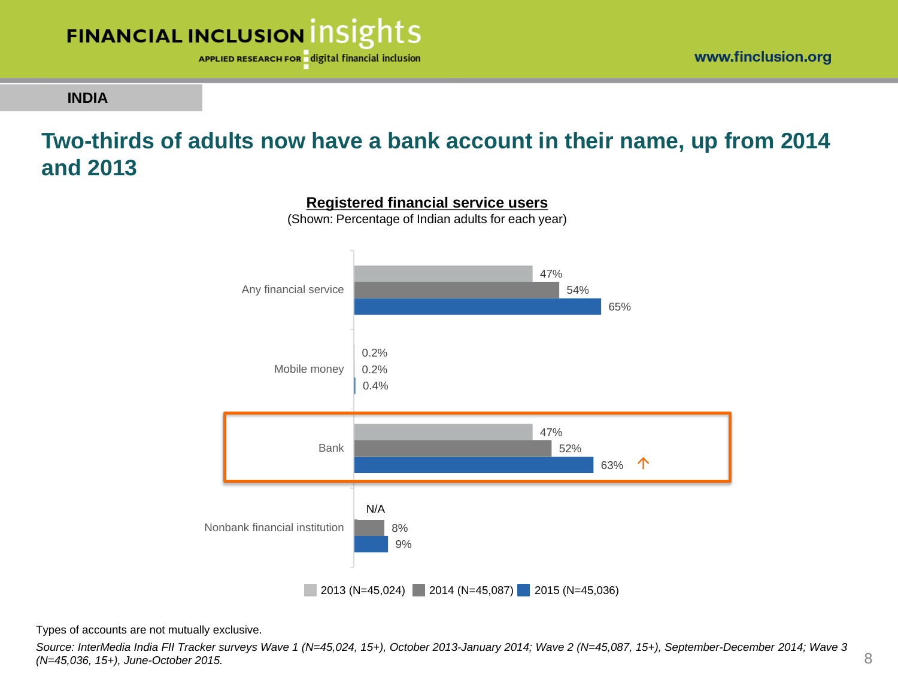**INDIA**

# Two-thirds of adults now have a bank account in their name, up from 2014 and 2013

**Registered financial service users**

(Shown: Percentage of Indian adults for each year)

| | 2013 (N=45,024) | 2014 (N=45,087) | 2015 (N=45,036) |
|---|---|---|---|
| Any financial service | 47% | 54% | 65% |
| Mobile money | 0.2% | 0.2% | 0.4% |
| Bank | 47% | 52% | 63% ↑ |
| Nonbank financial institution | N/A | 8% | 9% |

Types of accounts are not mutually exclusive.

*Source: InterMedia India FII Tracker surveys Wave 1 (N=45,024, 15+), October 2013-January 2014; Wave 2 (N=45,087, 15+), September-December 2014; Wave 3 (N=45,036, 15+), June-October 2015.*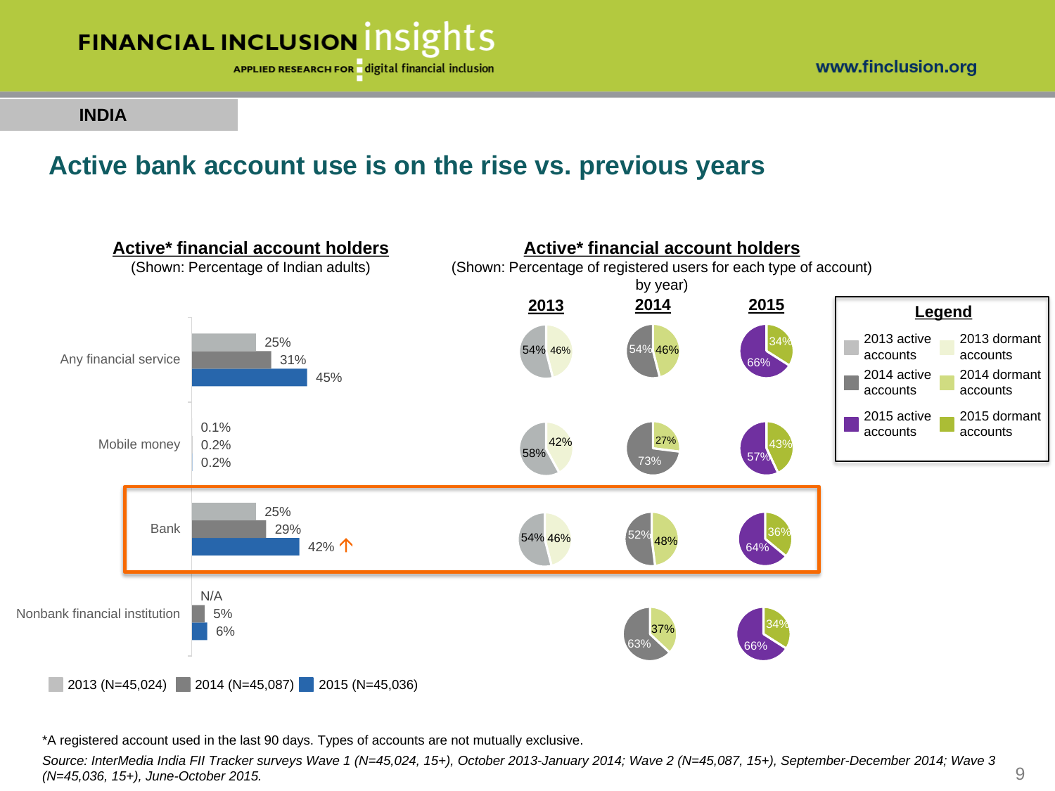INDIA

# Active bank account use is on the rise vs. previous years

## Active* financial account holders

(Shown: Percentage of Indian adults)

| | 2013 (N=45,024) | 2014 (N=45,087) | 2015 (N=45,036) |
|---|---|---|---|
| Any financial service | 25% | 31% | 45% |
| Mobile money | 0.1% | 0.2% | 0.2% |
| Bank | 25% | 29% | 42% ↑ |
| Nonbank financial institution | N/A | 5% | 6% |

## Active* financial account holders

(Shown: Percentage of registered users for each type of account) by year)

| | 2013 active | 2013 dormant | 2014 active | 2014 dormant | 2015 active | 2015 dormant |
|---|---|---|---|---|---|---|
| Any financial service | 54% | 46% | 54% | 46% | 66% | 34% |
| Mobile money | 58% | 42% | 73% | 27% | 57% | 43% |
| Bank | 54% | 46% | 52% | 48% | 64% | 36% |
| Nonbank financial institution | | | 63% | 37% | 66% | 34% |

Legend: 2013 active accounts; 2013 dormant accounts; 2014 active accounts; 2014 dormant accounts; 2015 active accounts; 2015 dormant accounts

*A registered account used in the last 90 days. Types of accounts are not mutually exclusive.

*Source: InterMedia India FII Tracker surveys Wave 1 (N=45,024, 15+), October 2013-January 2014; Wave 2 (N=45,087, 15+), September-December 2014; Wave 3 (N=45,036, 15+), June-October 2015.*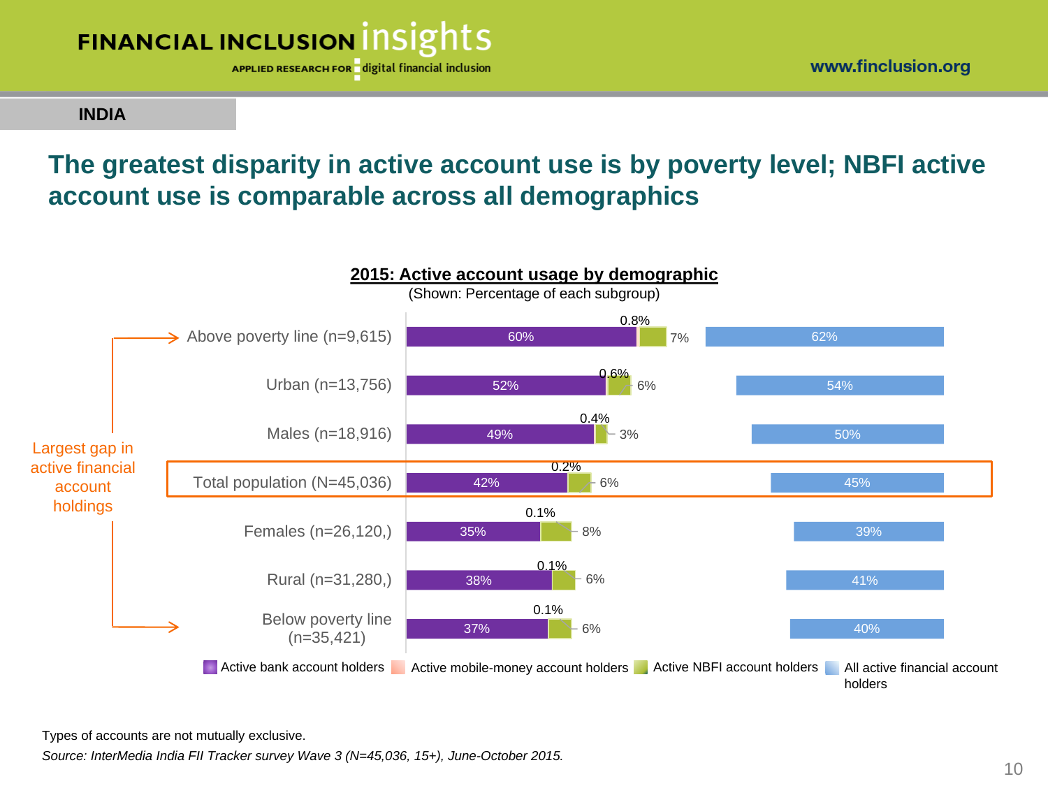**INDIA**

# The greatest disparity in active account use is by poverty level; NBFI active account use is comparable across all demographics

**2015: Active account usage by demographic**

(Shown: Percentage of each subgroup)

| Demographic | Active bank account holders | Active mobile-money account holders | Active NBFI account holders | All active financial account holders |
|---|---|---|---|---|
| Above poverty line (n=9,615) | 60% | 0.8% | 7% | 62% |
| Urban (n=13,756) | 52% | 0.6% | 6% | 54% |
| Males (n=18,916) | 49% | 0.4% | 3% | 50% |
| Total population (N=45,036) | 42% | 0.2% | 6% | 45% |
| Females (n=26,120,) | 35% | 0.1% | 8% | 39% |
| Rural (n=31,280,) | 38% | 0.1% | 6% | 41% |
| Below poverty line (n=35,421) | 37% | 0.1% | 6% | 40% |

Largest gap in active financial account holdings

Types of accounts are not mutually exclusive.

*Source: InterMedia India FII Tracker survey Wave 3 (N=45,036, 15+), June-October 2015.*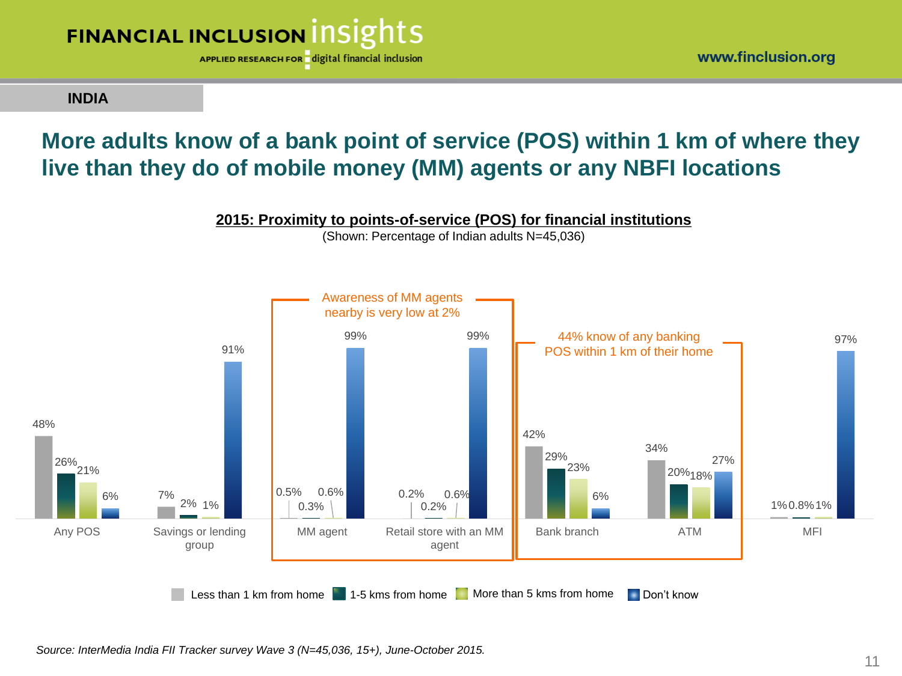**INDIA**

## More adults know of a bank point of service (POS) within 1 km of where they live than they do of mobile money (MM) agents or any NBFI locations

**2015: Proximity to points-of-service (POS) for financial institutions**

(Shown: Percentage of Indian adults N=45,036)

| | Less than 1 km from home | 1-5 kms from home | More than 5 kms from home | Don't know |
|---|---|---|---|---|
| Any POS | 48% | 26% | 21% | 6% |
| Savings or lending group | 7% | 2% | 1% | 91% |
| MM agent | 0.5% | 0.3% | 0.6% | 99% |
| Retail store with an MM agent | 0.2% | 0.2% | 0.6% | 99% |
| Bank branch | 42% | 29% | 23% | 6% |
| ATM | 34% | 20% | 18% | 27% |
| MFI | 1% | 0.8% | 1% | 97% |

Awareness of MM agents nearby is very low at 2%

44% know of any banking POS within 1 km of their home

*Source: InterMedia India FII Tracker survey Wave 3 (N=45,036, 15+), June-October 2015.*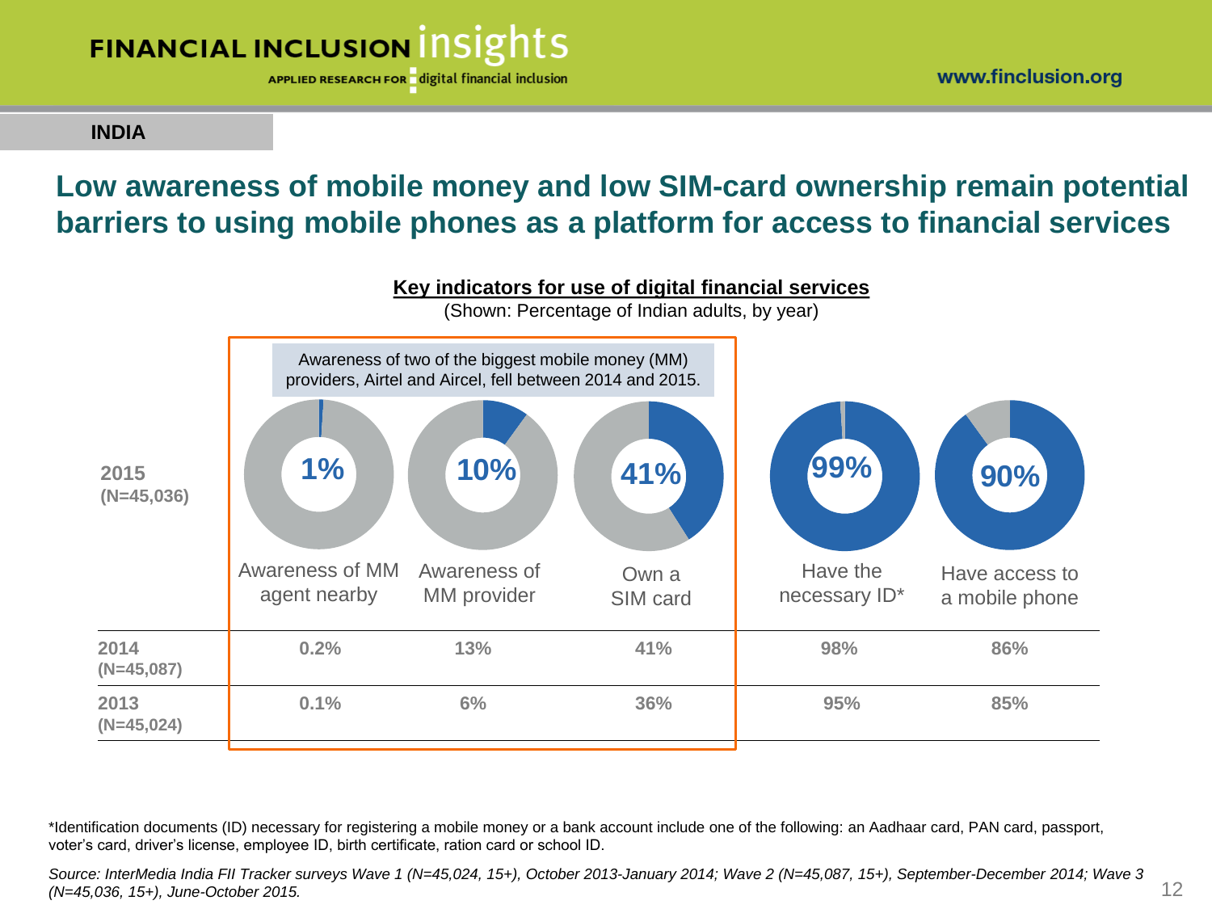INDIA

## Low awareness of mobile money and low SIM-card ownership remain potential barriers to using mobile phones as a platform for access to financial services

**Key indicators for use of digital financial services**

(Shown: Percentage of Indian adults, by year)

Awareness of two of the biggest mobile money (MM) providers, Airtel and Aircel, fell between 2014 and 2015.

| | Awareness of MM agent nearby | Awareness of MM provider | Own a SIM card | Have the necessary ID* | Have access to a mobile phone |
|---|---|---|---|---|---|
| **2015 (N=45,036)** | 1% | 10% | 41% | 99% | 90% |
| **2014 (N=45,087)** | 0.2% | 13% | 41% | 98% | 86% |
| **2013 (N=45,024)** | 0.1% | 6% | 36% | 95% | 85% |

*Identification documents (ID) necessary for registering a mobile money or a bank account include one of the following: an Aadhaar card, PAN card, passport, voter's card, driver's license, employee ID, birth certificate, ration card or school ID.

*Source: InterMedia India FII Tracker surveys Wave 1 (N=45,024, 15+), October 2013-January 2014; Wave 2 (N=45,087, 15+), September-December 2014; Wave 3 (N=45,036, 15+), June-October 2015.*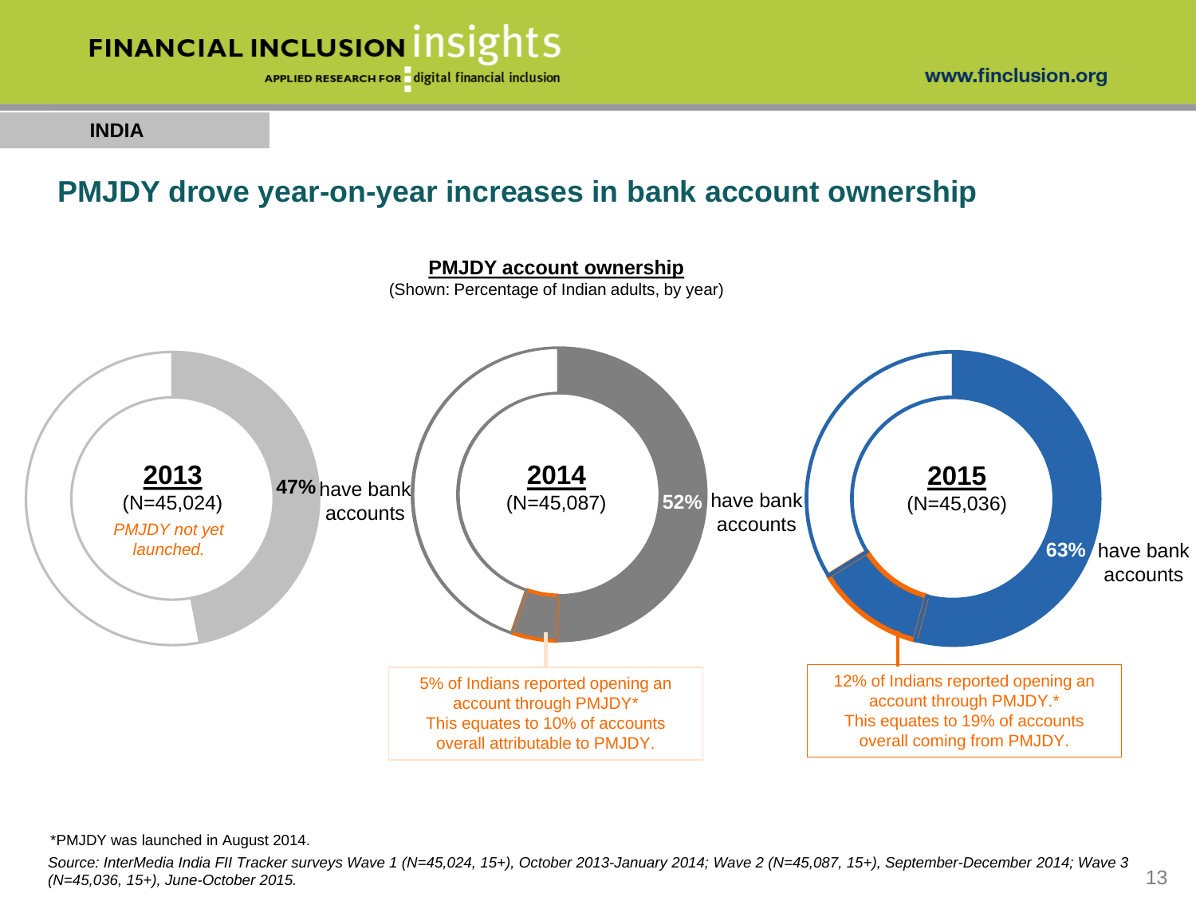INDIA

## PMJDY drove year-on-year increases in bank account ownership

**PMJDY account ownership**

(Shown: Percentage of Indian adults, by year)

**2013**
(N=45,024)
*PMJDY not yet launched.*
**47%** have bank accounts

**2014**
(N=45,087)
**52%** have bank accounts

5% of Indians reported opening an account through PMJDY*
This equates to 10% of accounts overall attributable to PMJDY.

**2015**
(N=45,036)
**63%** have bank accounts

12% of Indians reported opening an account through PMJDY.*
This equates to 19% of accounts overall coming from PMJDY.

*PMJDY was launched in August 2014.

*Source: InterMedia India FII Tracker surveys Wave 1 (N=45,024, 15+), October 2013-January 2014; Wave 2 (N=45,087, 15+), September-December 2014; Wave 3 (N=45,036, 15+), June-October 2015.*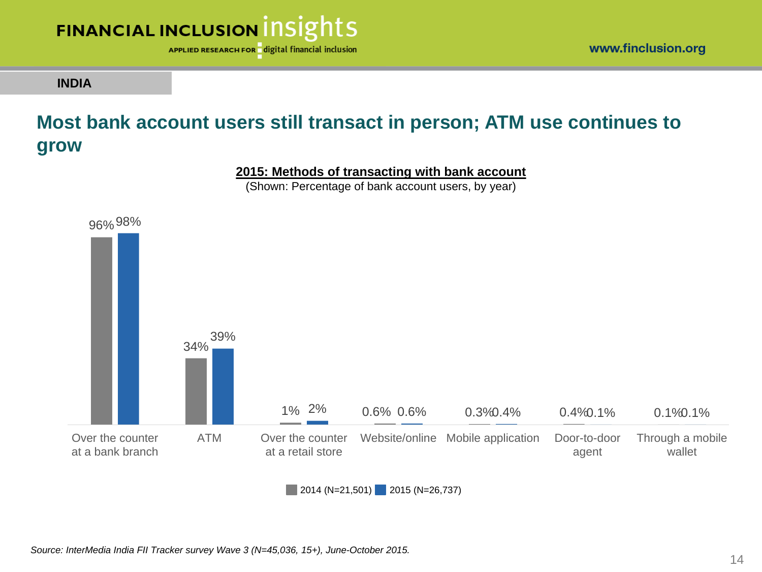INDIA

# Most bank account users still transact in person; ATM use continues to grow

**2015: Methods of transacting with bank account**

(Shown: Percentage of bank account users, by year)

| Method | 2014 (N=21,501) | 2015 (N=26,737) |
|---|---|---|
| Over the counter at a bank branch | 96% | 98% |
| ATM | 34% | 39% |
| Over the counter at a retail store | 1% | 2% |
| Website/online | 0.6% | 0.6% |
| Mobile application | 0.3% | 0.4% |
| Door-to-door agent | 0.4% | 0.1% |
| Through a mobile wallet | 0.1% | 0.1% |

*Source: InterMedia India FII Tracker survey Wave 3 (N=45,036, 15+), June-October 2015.*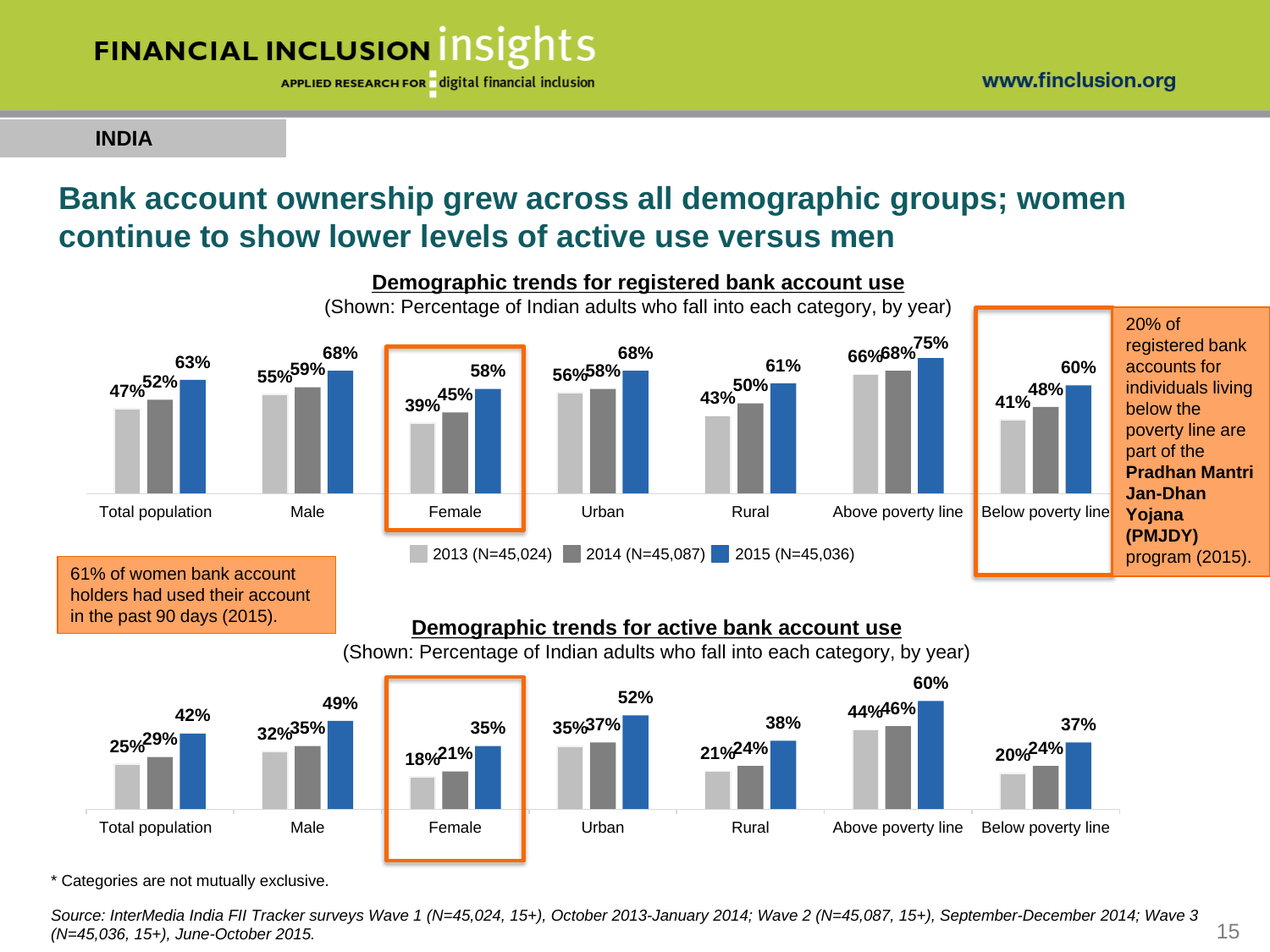INDIA

# Bank account ownership grew across all demographic groups; women continue to show lower levels of active use versus men

## Demographic trends for registered bank account use

(Shown: Percentage of Indian adults who fall into each category, by year)

| | 2013 (N=45,024) | 2014 (N=45,087) | 2015 (N=45,036) |
|---|---|---|---|
| Total population | 47% | 52% | 63% |
| Male | 55% | 59% | 68% |
| Female | 39% | 45% | 58% |
| Urban | 56% | 58% | 68% |
| Rural | 43% | 50% | 61% |
| Above poverty line | 66% | 68% | 75% |
| Below poverty line | 41% | 48% | 60% |

20% of registered bank accounts for individuals living below the poverty line are part of the **Pradhan Mantri Jan-Dhan Yojana (PMJDY)** program (2015).

61% of women bank account holders had used their account in the past 90 days (2015).

## Demographic trends for active bank account use

(Shown: Percentage of Indian adults who fall into each category, by year)

| | 2013 (N=45,024) | 2014 (N=45,087) | 2015 (N=45,036) |
|---|---|---|---|
| Total population | 25% | 29% | 42% |
| Male | 32% | 35% | 49% |
| Female | 18% | 21% | 35% |
| Urban | 35% | 37% | 52% |
| Rural | 21% | 24% | 38% |
| Above poverty line | 44% | 46% | 60% |
| Below poverty line | 20% | 24% | 37% |

* Categories are not mutually exclusive.

*Source: InterMedia India FII Tracker surveys Wave 1 (N=45,024, 15+), October 2013-January 2014; Wave 2 (N=45,087, 15+), September-December 2014; Wave 3 (N=45,036, 15+), June-October 2015.*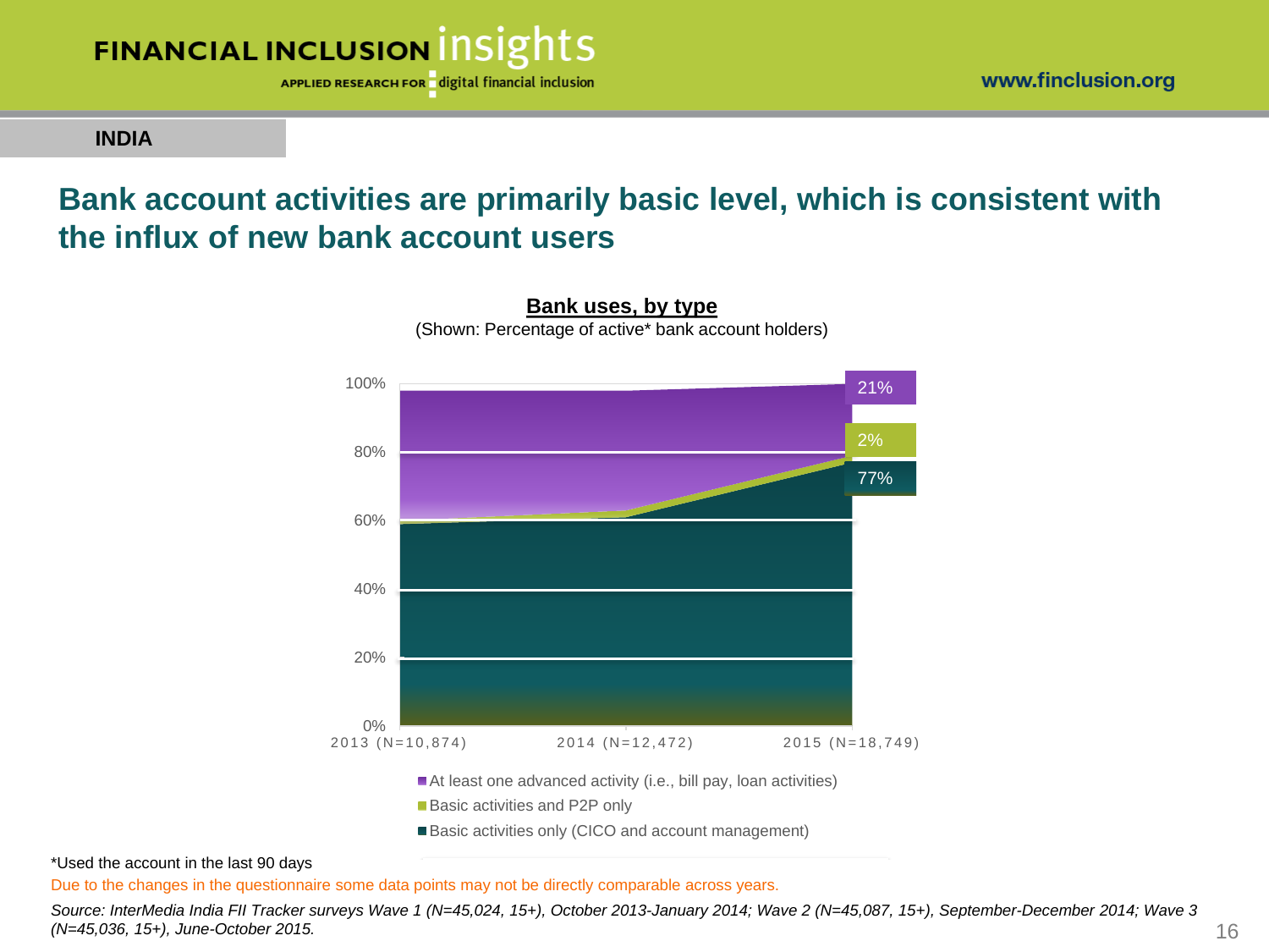INDIA

# Bank account activities are primarily basic level, which is consistent with the influx of new bank account users

**Bank uses, by type**

(Shown: Percentage of active* bank account holders)

| | 2013 (N=10,874) | 2014 (N=12,472) | 2015 (N=18,749) |
|---|---|---|---|
| At least one advanced activity (i.e., bill pay, loan activities) | | | 21% |
| Basic activities and P2P only | | | 2% |
| Basic activities only (CICO and account management) | | | 77% |

*Used the account in the last 90 days

Due to the changes in the questionnaire some data points may not be directly comparable across years.

*Source: InterMedia India FII Tracker surveys Wave 1 (N=45,024, 15+), October 2013-January 2014; Wave 2 (N=45,087, 15+), September-December 2014; Wave 3 (N=45,036, 15+), June-October 2015.*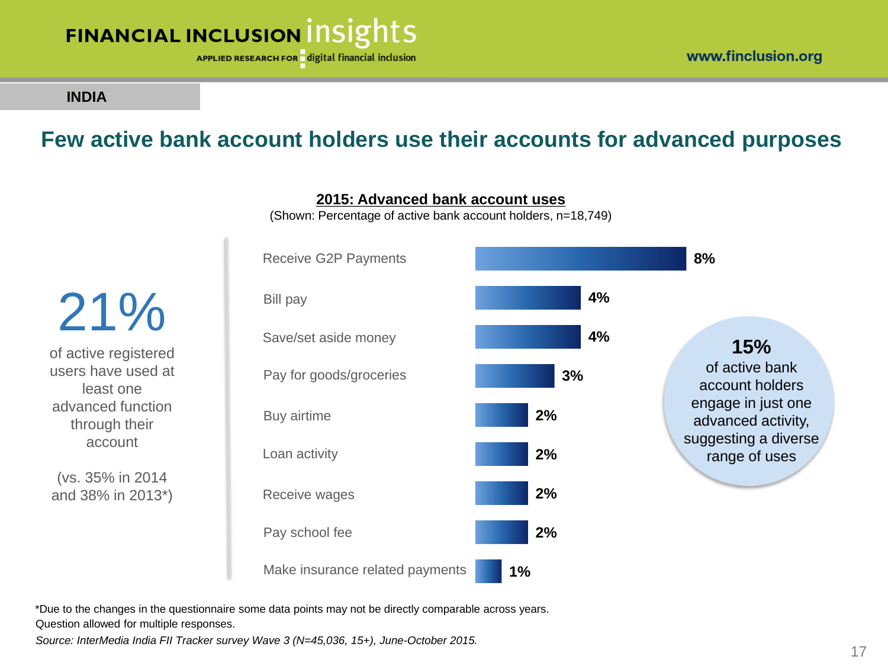INDIA

# Few active bank account holders use their accounts for advanced purposes

**21%**

of active registered users have used at least one advanced function through their account

(vs. 35% in 2014 and 38% in 2013*)

**2015: Advanced bank account uses**

(Shown: Percentage of active bank account holders, n=18,749)

| Use | Percentage |
|---|---|
| Receive G2P Payments | 8% |
| Bill pay | 4% |
| Save/set aside money | 4% |
| Pay for goods/groceries | 3% |
| Buy airtime | 2% |
| Loan activity | 2% |
| Receive wages | 2% |
| Pay school fee | 2% |
| Make insurance related payments | 1% |

**15%** of active bank account holders engage in just one advanced activity, suggesting a diverse range of uses

*Due to the changes in the questionnaire some data points may not be directly comparable across years.
Question allowed for multiple responses.

*Source: InterMedia India FII Tracker survey Wave 3 (N=45,036, 15+), June-October 2015.*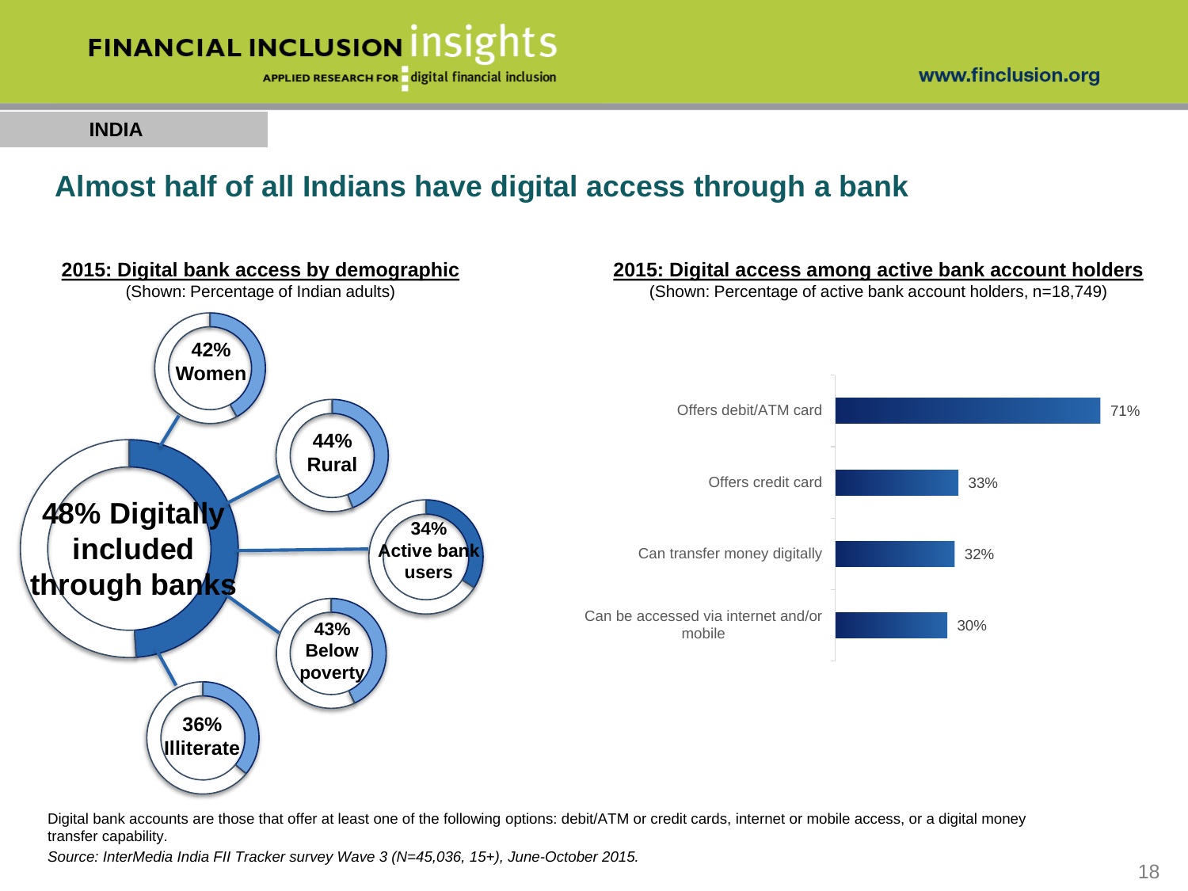INDIA

# Almost half of all Indians have digital access through a bank

## 2015: Digital bank access by demographic

(Shown: Percentage of Indian adults)

48% Digitally included through banks

- 42% Women
- 44% Rural
- 34% Active bank users
- 43% Below poverty
- 36% Illiterate

## 2015: Digital access among active bank account holders

(Shown: Percentage of active bank account holders, n=18,749)

| Feature | Percentage |
| --- | --- |
| Offers debit/ATM card | 71% |
| Offers credit card | 33% |
| Can transfer money digitally | 32% |
| Can be accessed via internet and/or mobile | 30% |

Digital bank accounts are those that offer at least one of the following options: debit/ATM or credit cards, internet or mobile access, or a digital money transfer capability.

*Source: InterMedia India FII Tracker survey Wave 3 (N=45,036, 15+), June-October 2015.*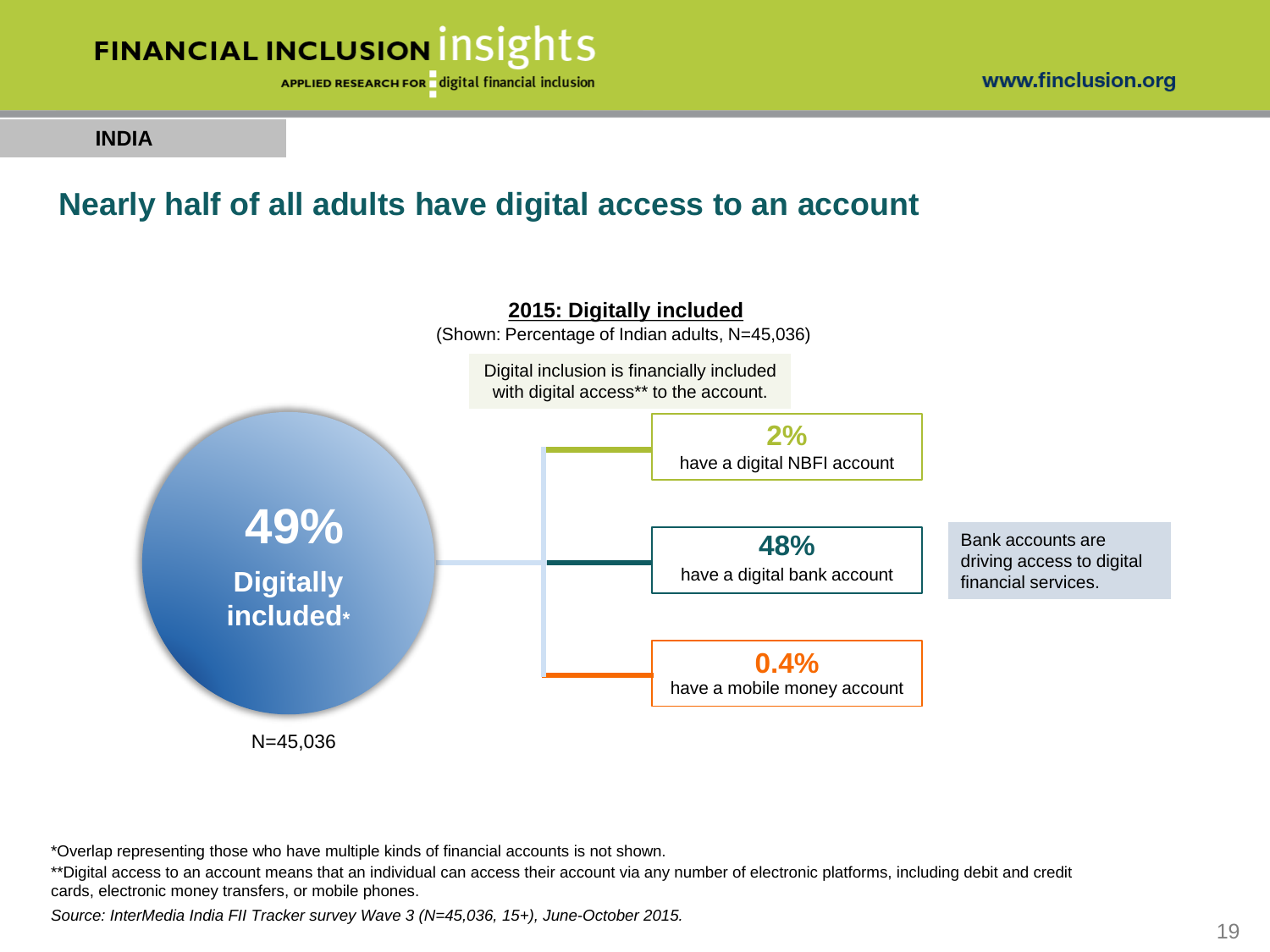INDIA

## Nearly half of all adults have digital access to an account

**2015: Digitally included**

(Shown: Percentage of Indian adults, N=45,036)

Digital inclusion is financially included with digital access** to the account.

**49%** **Digitally included***

N=45,036

- **2%** have a digital NBFI account
- **48%** have a digital bank account
- **0.4%** have a mobile money account

Bank accounts are driving access to digital financial services.

*Overlap representing those who have multiple kinds of financial accounts is not shown.

**Digital access to an account means that an individual can access their account via any number of electronic platforms, including debit and credit cards, electronic money transfers, or mobile phones.

*Source: InterMedia India FII Tracker survey Wave 3 (N=45,036, 15+), June-October 2015.*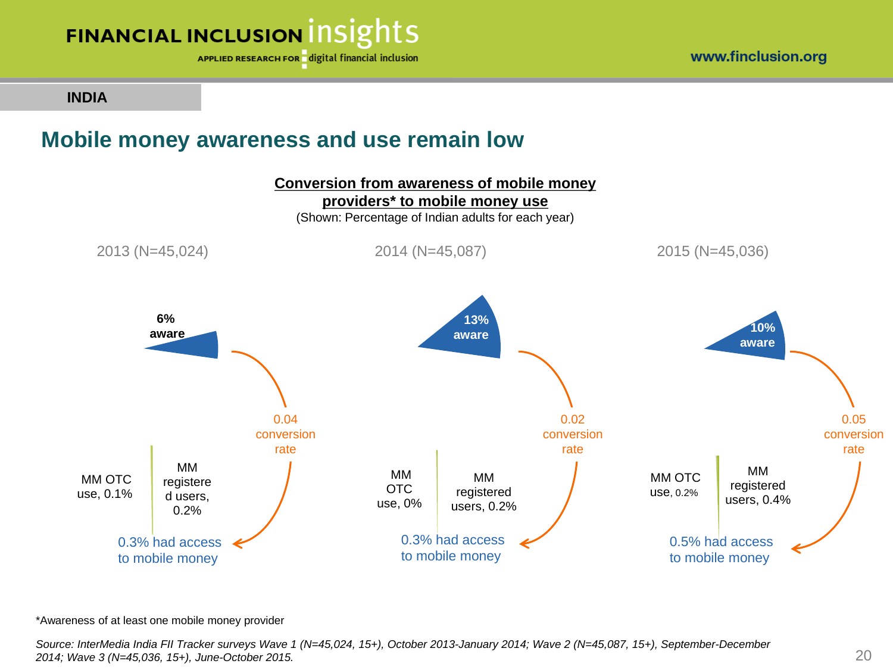INDIA

# Mobile money awareness and use remain low

**Conversion from awareness of mobile money providers* to mobile money use**

(Shown: Percentage of Indian adults for each year)

| | 2013 (N=45,024) | 2014 (N=45,087) | 2015 (N=45,036) |
|---|---|---|---|
| Aware | 6% aware | 13% aware | 10% aware |
| Conversion rate | 0.04 conversion rate | 0.02 conversion rate | 0.05 conversion rate |
| MM OTC use | 0.1% | 0% | 0.2% |
| MM registered users | 0.2% | 0.2% | 0.4% |
| Had access to mobile money | 0.3% had access to mobile money | 0.3% had access to mobile money | 0.5% had access to mobile money |

*Awareness of at least one mobile money provider

*Source: InterMedia India FII Tracker surveys Wave 1 (N=45,024, 15+), October 2013-January 2014; Wave 2 (N=45,087, 15+), September-December 2014; Wave 3 (N=45,036, 15+), June-October 2015.*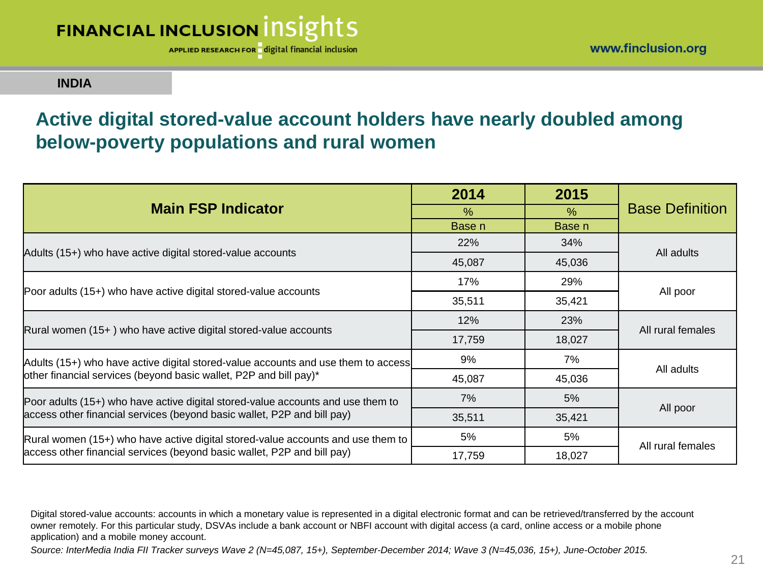INDIA

# Active digital stored-value account holders have nearly doubled among below-poverty populations and rural women

| Main FSP Indicator | 2014 | 2015 | Base Definition |
|---|---|---|---|
| | % | % | |
| | Base n | Base n | |
| Adults (15+) who have active digital stored-value accounts | 22% | 34% | All adults |
| | 45,087 | 45,036 | |
| Poor adults (15+) who have active digital stored-value accounts | 17% | 29% | All poor |
| | 35,511 | 35,421 | |
| Rural women (15+ ) who have active digital stored-value accounts | 12% | 23% | All rural females |
| | 17,759 | 18,027 | |
| Adults (15+) who have active digital stored-value accounts and use them to access other financial services (beyond basic wallet, P2P and bill pay)* | 9% | 7% | All adults |
| | 45,087 | 45,036 | |
| Poor adults (15+) who have active digital stored-value accounts and use them to access other financial services (beyond basic wallet, P2P and bill pay) | 7% | 5% | All poor |
| | 35,511 | 35,421 | |
| Rural women (15+) who have active digital stored-value accounts and use them to access other financial services (beyond basic wallet, P2P and bill pay) | 5% | 5% | All rural females |
| | 17,759 | 18,027 | |

Digital stored-value accounts: accounts in which a monetary value is represented in a digital electronic format and can be retrieved/transferred by the account owner remotely. For this particular study, DSVAs include a bank account or NBFI account with digital access (a card, online access or a mobile phone application) and a mobile money account.

*Source: InterMedia India FII Tracker surveys Wave 2 (N=45,087, 15+), September-December 2014; Wave 3 (N=45,036, 15+), June-October 2015.*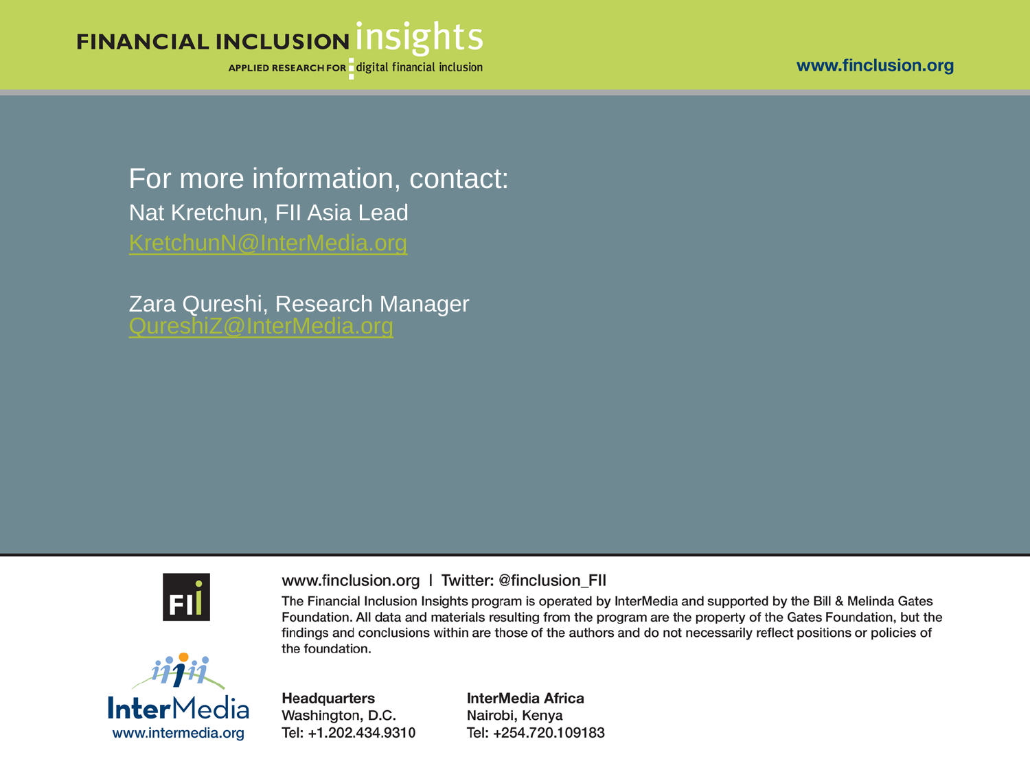FINANCIAL INCLUSION insights

APPLIED RESEARCH FOR digital financial inclusion

www.finclusion.org

## For more information, contact:

Nat Kretchun, FII Asia Lead
KretchunN@InterMedia.org

Zara Qureshi, Research Manager
QureshiZ@InterMedia.org

www.finclusion.org | Twitter: @finclusion_FII

The Financial Inclusion Insights program is operated by InterMedia and supported by the Bill & Melinda Gates Foundation. All data and materials resulting from the program are the property of the Gates Foundation, but the findings and conclusions within are those of the authors and do not necessarily reflect positions or policies of the foundation.

InterMedia
www.intermedia.org

**Headquarters**
Washington, D.C.
Tel: +1.202.434.9310

**InterMedia Africa**
Nairobi, Kenya
Tel: +254.720.109183